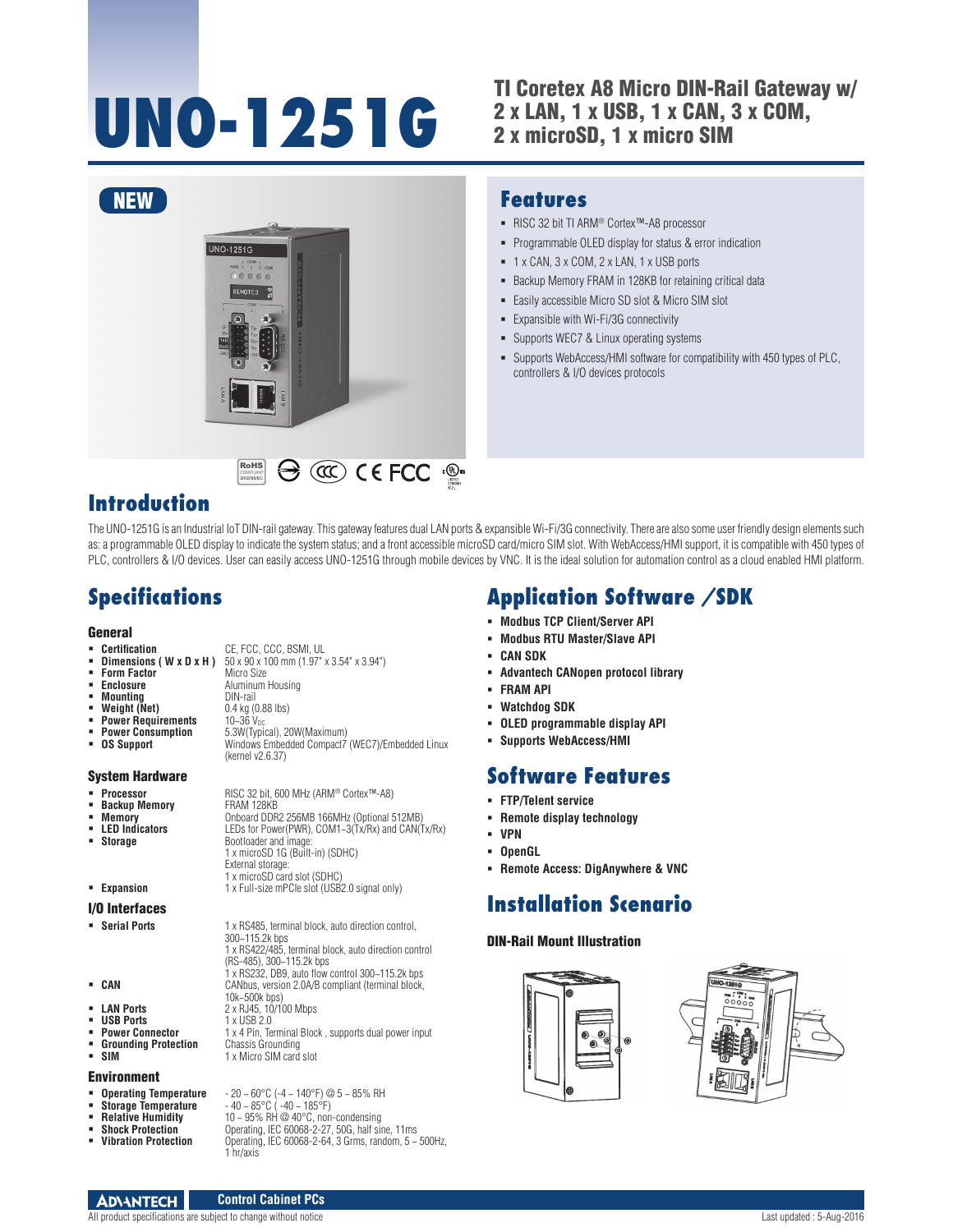# UNO-1251G

## TI Coretex A8 Micro DIN-Rail Gateway w/ 2 x LAN, 1 x USB, 1 x CAN, 3 x COM, 2 x microSD, 1 x micro SIM

NEW

## Features

- RISC 32 bit TI ARM® Cortex™-A8 processor
- Programmable OLED display for status & error indication
- 1 x CAN, 3 x COM, 2 x LAN, 1 x USB ports
- Backup Memory FRAM in 128KB for retaining critical data
- Easily accessible Micro SD slot & Micro SIM slot
- Expansible with Wi-Fi/3G connectivity
- Supports WEC7 & Linux operating systems
- Supports WebAccess/HMI software for compatibility with 450 types of PLC, controllers & I/O devices protocols

## Introduction

The UNO-1251G is an Industrial IoT DIN-rail gateway. This gateway features dual LAN ports & expansible Wi-Fi/3G connectivity. There are also some user friendly design elements such as: a programmable OLED display to indicate the system status; and a front accessible microSD card/micro SIM slot. With WebAccess/HMI support, it is compatible with 450 types of PLC, controllers & I/O devices. User can easily access UNO-1251G through mobile devices by VNC. It is the ideal solution for automation control as a cloud enabled HMI platform.

## Specifications

### General

- **Certification**: CE, FCC, CCC, BSMI, UL
- **Dimensions ( W x D x H )**: 50 x 90 x 100 mm (1.97" x 3.54" x 3.94")
- **Form Factor**: Micro Size
- **Enclosure**: Aluminum Housing
- **Mounting**: DIN-rail
- **Weight (Net)**: 0.4 kg (0.88 lbs)
- **Power Requirements**: 10~36 $V_{DC}$
- **Power Consumption**: 5.3W(Typical), 20W(Maximum)
- **OS Support**: Windows Embedded Compact7 (WEC7)/Embedded Linux (kernel v2.6.37)

### System Hardware

- **Processor**: RISC 32 bit, 600 MHz (ARM® Cortex™-A8)
- **Backup Memory**: FRAM 128KB
- **Memory**: Onboard DDR2 256MB 166MHz (Optional 512MB)
- **LED Indicators**: LEDs for Power(PWR), COM1~3(Tx/Rx) and CAN(Tx/Rx)
- **Storage**: Bootloader and image: 1 x microSD 1G (Built-in) (SDHC); External storage: 1 x microSD card slot (SDHC)
- **Expansion**: 1 x Full-size mPCIe slot (USB2.0 signal only)

### I/O Interfaces

- **Serial Ports**: 1 x RS485, terminal block, auto direction control, 300~115.2k bps; 1 x RS422/485, terminal block, auto direction control (RS-485), 300~115.2k bps; 1 x RS232, DB9, auto flow control 300~115.2k bps
- **CAN**: CANbus, version 2.0A/B compliant (terminal block, 10k~500k bps)
- **LAN Ports**: 2 x RJ45, 10/100 Mbps
- **USB Ports**: 1 x USB 2.0
- **Power Connector**: 1 x 4 Pin, Terminal Block , supports dual power input
- **Grounding Protection**: Chassis Grounding
- **SIM**: 1 x Micro SIM card slot

### Environment

- **Operating Temperature**: - 20 ~ 60°C (-4 ~ 140°F) @ 5 ~ 85% RH
- **Storage Temperature**: - 40 ~ 85°C ( -40 ~ 185°F)
- **Relative Humidity**: 10 ~ 95% RH @ 40°C, non-condensing
- **Shock Protection**: Operating, IEC 60068-2-27, 50G, half sine, 11ms
- **Vibration Protection**: Operating, IEC 60068-2-64, 3 Grms, random, 5 ~ 500Hz, 1 hr/axis

## Application Software /SDK

- **Modbus TCP Client/Server API**
- **Modbus RTU Master/Slave API**
- **CAN SDK**
- **Advantech CANopen protocol library**
- **FRAM API**
- **Watchdog SDK**
- **OLED programmable display API**
- **Supports WebAccess/HMI**

## Software Features

- **FTP/Telent service**
- **Remote display technology**
- **VPN**
- **OpenGL**
- **Remote Access: DigAnywhere & VNC**

## Installation Scenario

### DIN-Rail Mount Illustration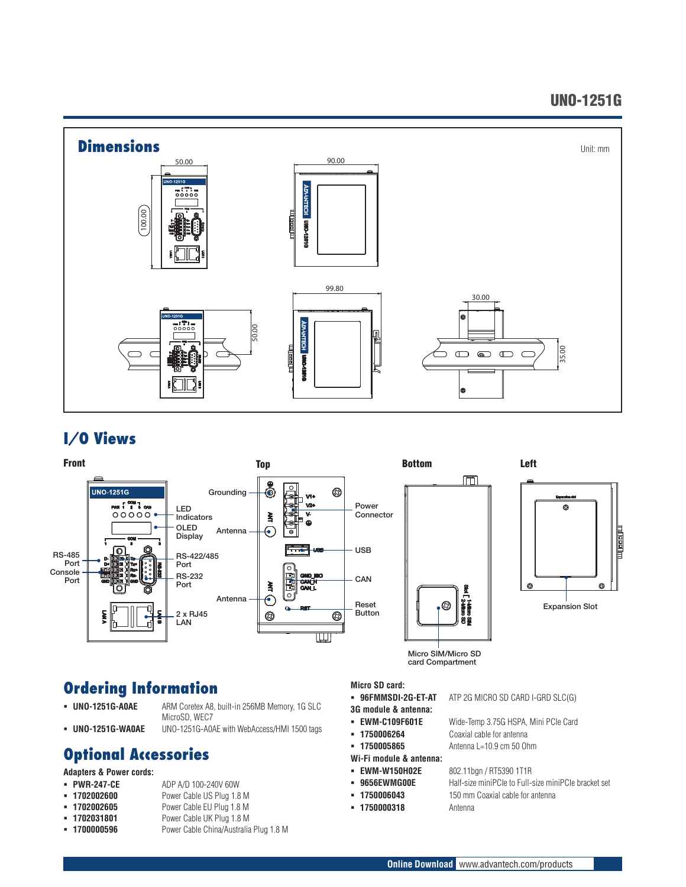## Dimensions

Unit: mm

50.00

100.00

90.00

99.80

50.00

30.00

35.00

## I/O Views

**Front**

LED Indicators

OLED Display

RS-485 Port

Console Port

RS-422/485 Port

RS-232 Port

2 x RJ45 LAN

**Top**

Grounding

Antenna

Power Connector

USB

CAN

Antenna

Reset Button

**Bottom**

Micro SIM/Micro SD card Compartment

**Left**

Expansion Slot

## Ordering Information

- **UNO-1251G-A0AE** ARM Coretex A8, built-in 256MB Memory, 1G SLC MicroSD, WEC7
- **UNO-1251G-WA0AE** UNO-1251G-A0AE with WebAccess/HMI 1500 tags

## Optional Accessories

**Adapters & Power cords:**

- **PWR-247-CE** ADP A/D 100-240V 60W
- **1702002600** Power Cable US Plug 1.8 M
- **1702002605** Power Cable EU Plug 1.8 M
- **1702031801** Power Cable UK Plug 1.8 M
- **1700000596** Power Cable China/Australia Plug 1.8 M

**Micro SD card:**

- **96FMMSDI-2G-ET-AT** ATP 2G MICRO SD CARD I-GRD SLC(G)

**3G module & antenna:**

- **EWM-C109F601E** Wide-Temp 3.75G HSPA, Mini PCIe Card
- **1750006264** Coaxial cable for antenna
- **1750005865** Antenna L=10.9 cm 50 Ohm

**Wi-Fi module & antenna:**

- **EWM-W150H02E** 802.11bgn / RT5390 1T1R
- **9656EWMG00E** Half-size miniPCIe to Full-size miniPCIe bracket set
- **1750006043** 150 mm Coaxial cable for antenna
- **1750000318** Antenna